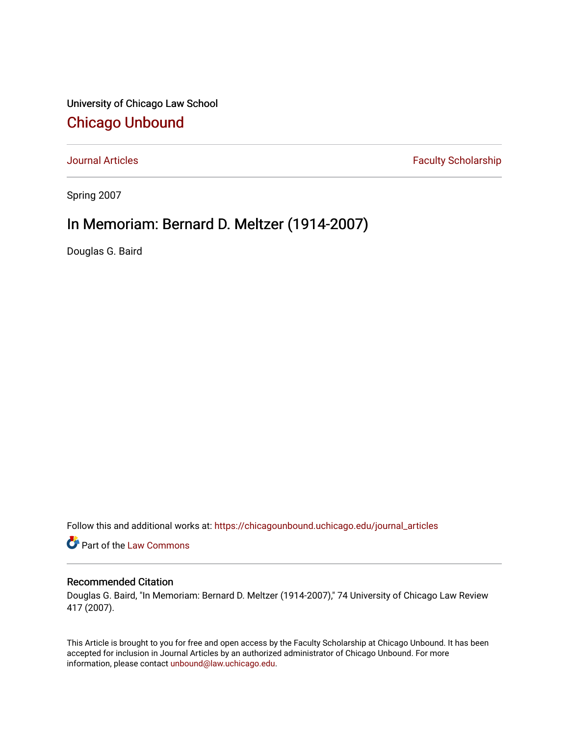University of Chicago Law School

## Chicago Unbound

Journal Articles | Faculty Scholarship

Spring 2007

# In Memoriam: Bernard D. Meltzer (1914-2007)

Douglas G. Baird

Follow this and additional works at: https://chicagounbound.uchicago.edu/journal_articles

Part of the Law Commons

### Recommended Citation

Douglas G. Baird, "In Memoriam: Bernard D. Meltzer (1914-2007)," 74 University of Chicago Law Review 417 (2007).

This Article is brought to you for free and open access by the Faculty Scholarship at Chicago Unbound. It has been accepted for inclusion in Journal Articles by an authorized administrator of Chicago Unbound. For more information, please contact unbound@law.uchicago.edu.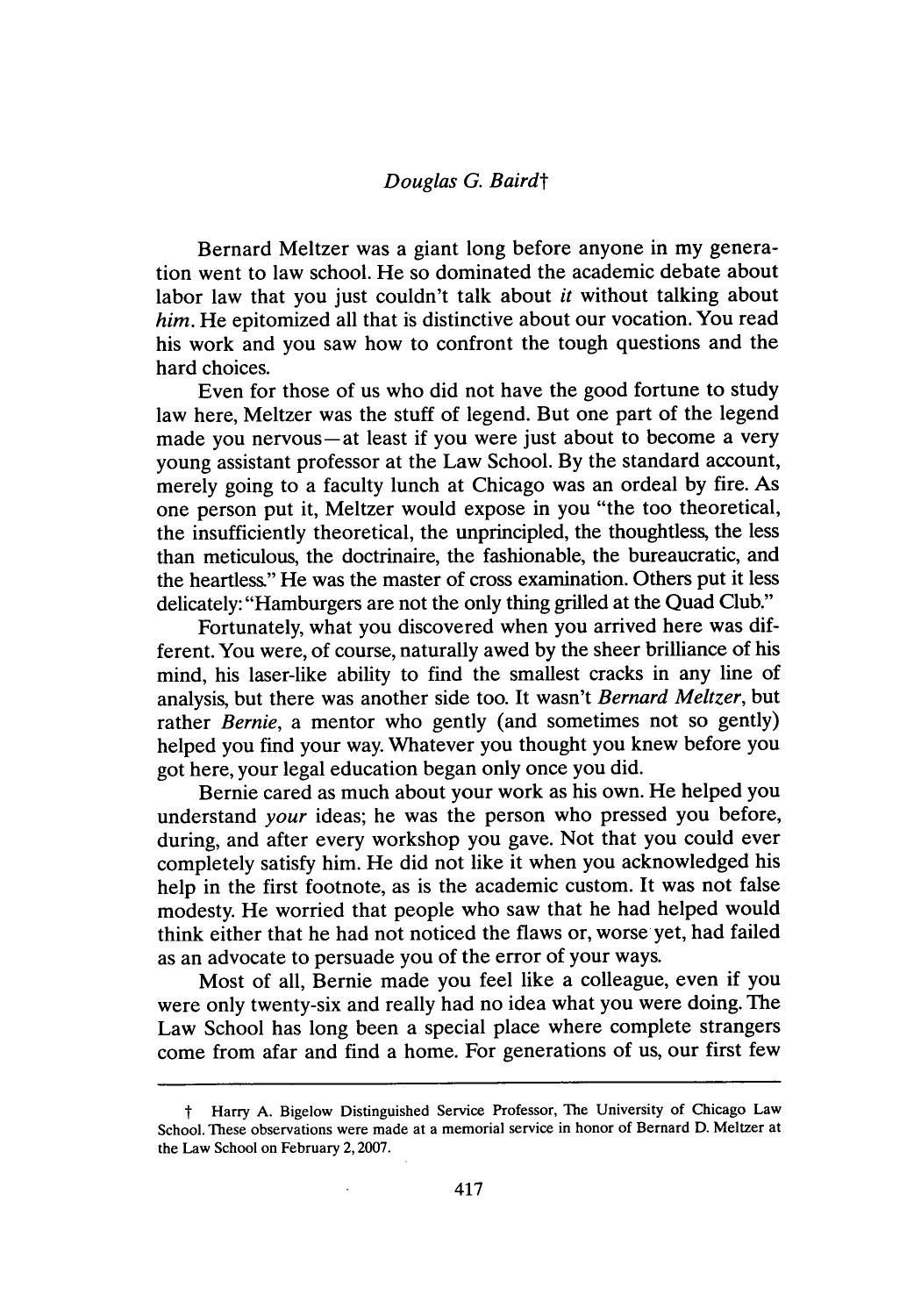*Douglas G. Baird*†

Bernard Meltzer was a giant long before anyone in my generation went to law school. He so dominated the academic debate about labor law that you just couldn't talk about *it* without talking about *him*. He epitomized all that is distinctive about our vocation. You read his work and you saw how to confront the tough questions and the hard choices.

Even for those of us who did not have the good fortune to study law here, Meltzer was the stuff of legend. But one part of the legend made you nervous—at least if you were just about to become a very young assistant professor at the Law School. By the standard account, merely going to a faculty lunch at Chicago was an ordeal by fire. As one person put it, Meltzer would expose in you "the too theoretical, the insufficiently theoretical, the unprincipled, the thoughtless, the less than meticulous, the doctrinaire, the fashionable, the bureaucratic, and the heartless." He was the master of cross examination. Others put it less delicately: "Hamburgers are not the only thing grilled at the Quad Club."

Fortunately, what you discovered when you arrived here was different. You were, of course, naturally awed by the sheer brilliance of his mind, his laser-like ability to find the smallest cracks in any line of analysis, but there was another side too. It wasn't *Bernard Meltzer*, but rather *Bernie*, a mentor who gently (and sometimes not so gently) helped you find your way. Whatever you thought you knew before you got here, your legal education began only once you did.

Bernie cared as much about your work as his own. He helped you understand *your* ideas; he was the person who pressed you before, during, and after every workshop you gave. Not that you could ever completely satisfy him. He did not like it when you acknowledged his help in the first footnote, as is the academic custom. It was not false modesty. He worried that people who saw that he had helped would think either that he had not noticed the flaws or, worse yet, had failed as an advocate to persuade you of the error of your ways.

Most of all, Bernie made you feel like a colleague, even if you were only twenty-six and really had no idea what you were doing. The Law School has long been a special place where complete strangers come from afar and find a home. For generations of us, our first few

---

† Harry A. Bigelow Distinguished Service Professor, The University of Chicago Law School. These observations were made at a memorial service in honor of Bernard D. Meltzer at the Law School on February 2, 2007.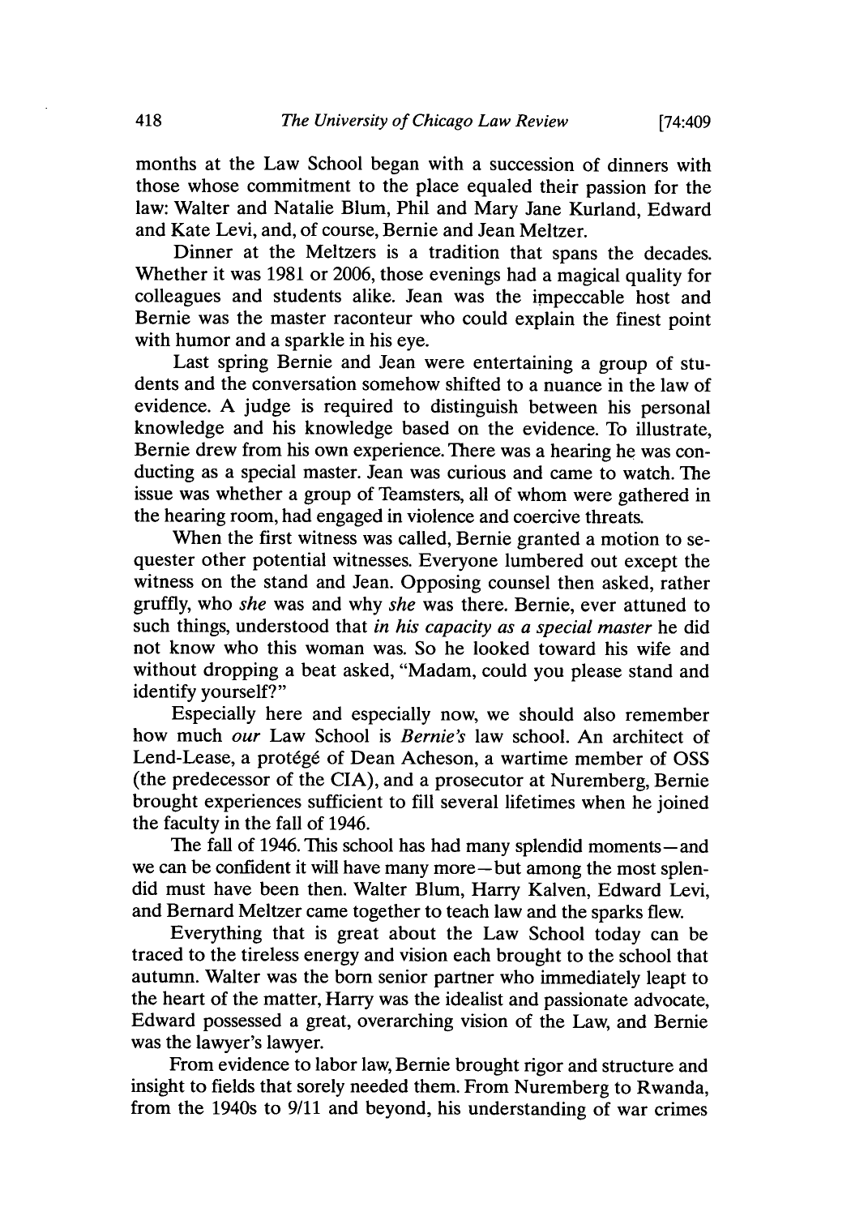months at the Law School began with a succession of dinners with those whose commitment to the place equaled their passion for the law: Walter and Natalie Blum, Phil and Mary Jane Kurland, Edward and Kate Levi, and, of course, Bernie and Jean Meltzer.

Dinner at the Meltzers is a tradition that spans the decades. Whether it was 1981 or 2006, those evenings had a magical quality for colleagues and students alike. Jean was the impeccable host and Bernie was the master raconteur who could explain the finest point with humor and a sparkle in his eye.

Last spring Bernie and Jean were entertaining a group of students and the conversation somehow shifted to a nuance in the law of evidence. A judge is required to distinguish between his personal knowledge and his knowledge based on the evidence. To illustrate, Bernie drew from his own experience. There was a hearing he was conducting as a special master. Jean was curious and came to watch. The issue was whether a group of Teamsters, all of whom were gathered in the hearing room, had engaged in violence and coercive threats.

When the first witness was called, Bernie granted a motion to sequester other potential witnesses. Everyone lumbered out except the witness on the stand and Jean. Opposing counsel then asked, rather gruffly, who *she* was and why *she* was there. Bernie, ever attuned to such things, understood that *in his capacity as a special master* he did not know who this woman was. So he looked toward his wife and without dropping a beat asked, "Madam, could you please stand and identify yourself?"

Especially here and especially now, we should also remember how much *our* Law School is *Bernie's* law school. An architect of Lend-Lease, a protégé of Dean Acheson, a wartime member of OSS (the predecessor of the CIA), and a prosecutor at Nuremberg, Bernie brought experiences sufficient to fill several lifetimes when he joined the faculty in the fall of 1946.

The fall of 1946. This school has had many splendid moments—and we can be confident it will have many more—but among the most splendid must have been then. Walter Blum, Harry Kalven, Edward Levi, and Bernard Meltzer came together to teach law and the sparks flew.

Everything that is great about the Law School today can be traced to the tireless energy and vision each brought to the school that autumn. Walter was the born senior partner who immediately leapt to the heart of the matter, Harry was the idealist and passionate advocate, Edward possessed a great, overarching vision of the Law, and Bernie was the lawyer's lawyer.

From evidence to labor law, Bernie brought rigor and structure and insight to fields that sorely needed them. From Nuremberg to Rwanda, from the 1940s to 9/11 and beyond, his understanding of war crimes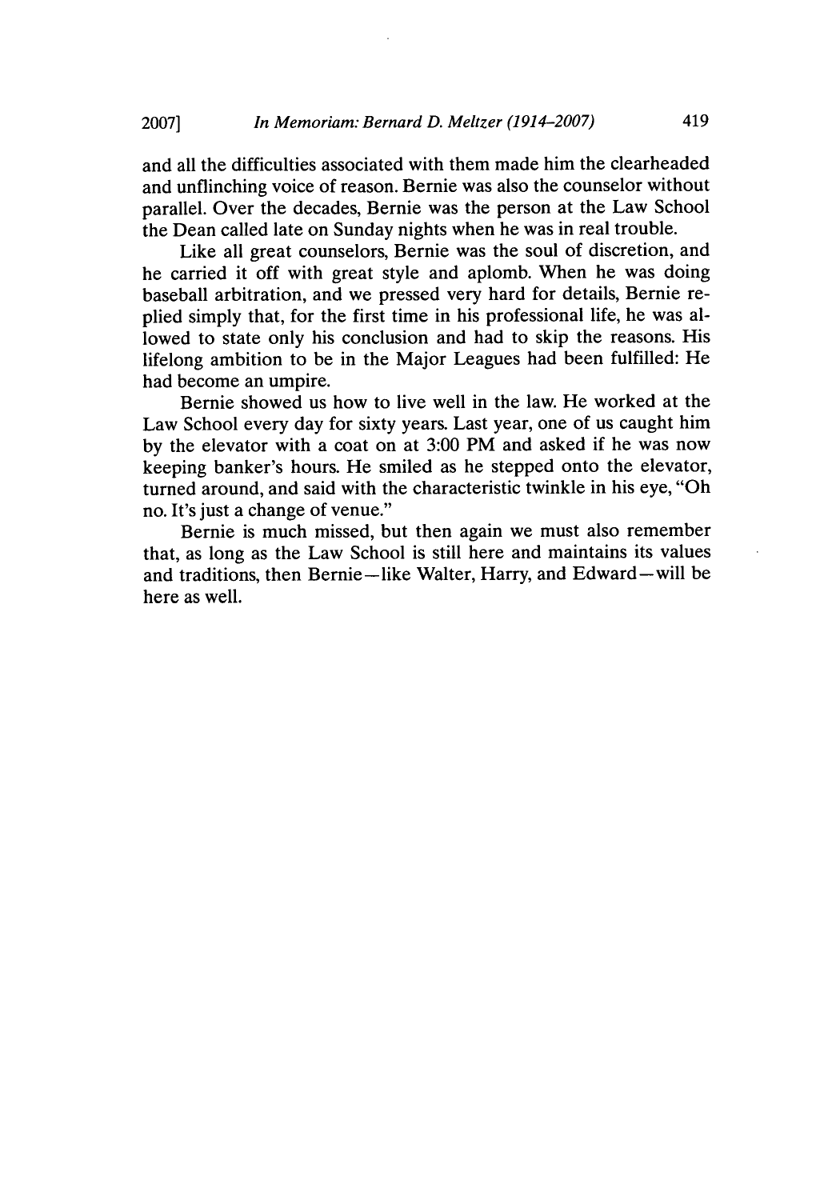and all the difficulties associated with them made him the clearheaded and unflinching voice of reason. Bernie was also the counselor without parallel. Over the decades, Bernie was the person at the Law School the Dean called late on Sunday nights when he was in real trouble.

Like all great counselors, Bernie was the soul of discretion, and he carried it off with great style and aplomb. When he was doing baseball arbitration, and we pressed very hard for details, Bernie replied simply that, for the first time in his professional life, he was allowed to state only his conclusion and had to skip the reasons. His lifelong ambition to be in the Major Leagues had been fulfilled: He had become an umpire.

Bernie showed us how to live well in the law. He worked at the Law School every day for sixty years. Last year, one of us caught him by the elevator with a coat on at 3:00 PM and asked if he was now keeping banker's hours. He smiled as he stepped onto the elevator, turned around, and said with the characteristic twinkle in his eye, "Oh no. It's just a change of venue."

Bernie is much missed, but then again we must also remember that, as long as the Law School is still here and maintains its values and traditions, then Bernie—like Walter, Harry, and Edward—will be here as well.